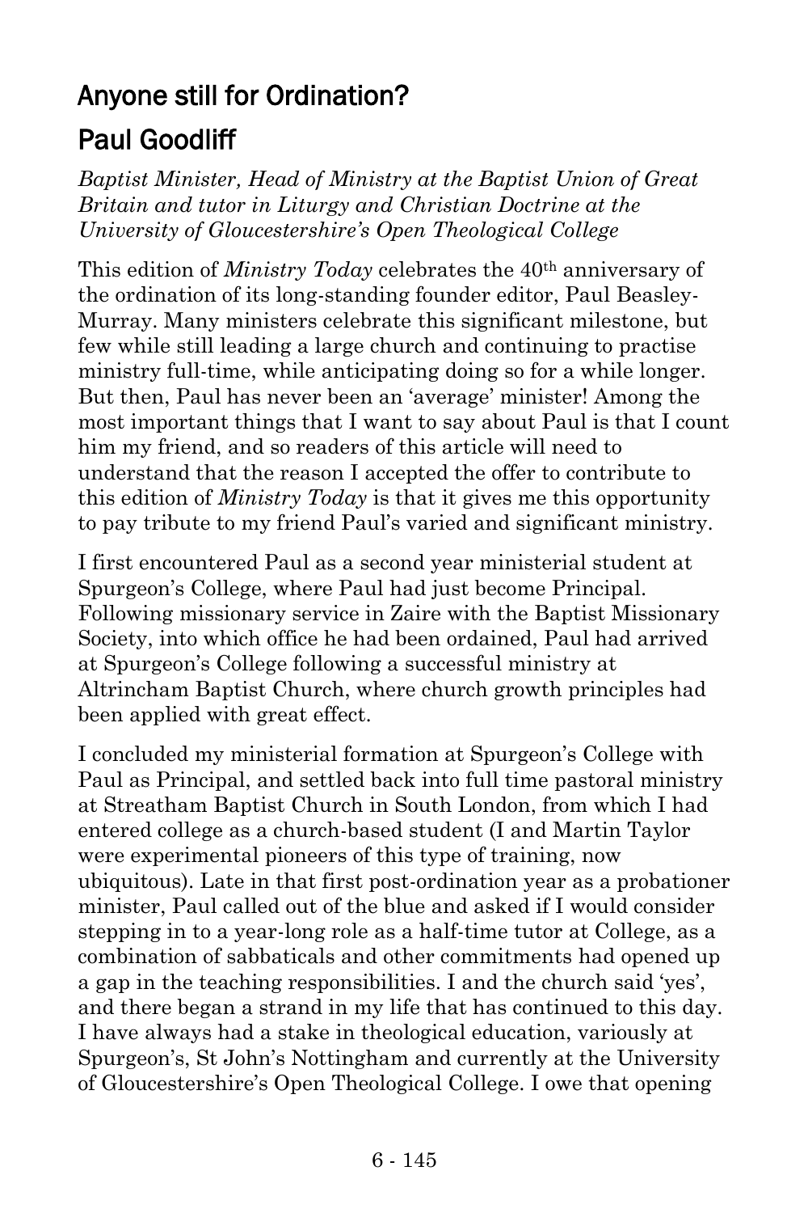# Anyone still for Ordination?

## Paul Goodliff

*Baptist Minister, Head of Ministry at the Baptist Union of Great Britain and tutor in Liturgy and Christian Doctrine at the University of Gloucestershire's Open Theological College*

This edition of *Ministry Today* celebrates the 40th anniversary of the ordination of its long-standing founder editor, Paul Beasley-Murray. Many ministers celebrate this significant milestone, but few while still leading a large church and continuing to practise ministry full-time, while anticipating doing so for a while longer. But then, Paul has never been an 'average' minister! Among the most important things that I want to say about Paul is that I count him my friend, and so readers of this article will need to understand that the reason I accepted the offer to contribute to this edition of *Ministry Today* is that it gives me this opportunity to pay tribute to my friend Paul's varied and significant ministry.

I first encountered Paul as a second year ministerial student at Spurgeon's College, where Paul had just become Principal. Following missionary service in Zaire with the Baptist Missionary Society, into which office he had been ordained, Paul had arrived at Spurgeon's College following a successful ministry at Altrincham Baptist Church, where church growth principles had been applied with great effect.

I concluded my ministerial formation at Spurgeon's College with Paul as Principal, and settled back into full time pastoral ministry at Streatham Baptist Church in South London, from which I had entered college as a church-based student (I and Martin Taylor were experimental pioneers of this type of training, now ubiquitous). Late in that first post-ordination year as a probationer minister, Paul called out of the blue and asked if I would consider stepping in to a year-long role as a half-time tutor at College, as a combination of sabbaticals and other commitments had opened up a gap in the teaching responsibilities. I and the church said 'yes', and there began a strand in my life that has continued to this day. I have always had a stake in theological education, variously at Spurgeon's, St John's Nottingham and currently at the University of Gloucestershire's Open Theological College. I owe that opening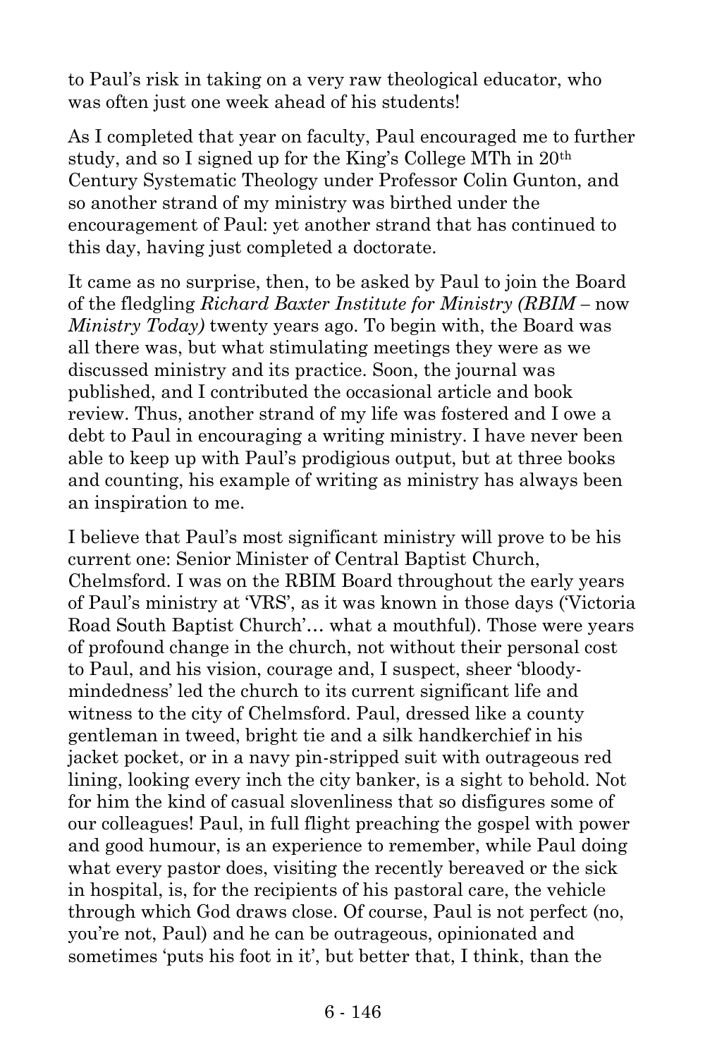to Paul's risk in taking on a very raw theological educator, who was often just one week ahead of his students!

As I completed that year on faculty, Paul encouraged me to further study, and so I signed up for the King's College MTh in 20th Century Systematic Theology under Professor Colin Gunton, and so another strand of my ministry was birthed under the encouragement of Paul: yet another strand that has continued to this day, having just completed a doctorate.

It came as no surprise, then, to be asked by Paul to join the Board of the fledgling *Richard Baxter Institute for Ministry (RBIM* – now *Ministry Today)* twenty years ago. To begin with, the Board was all there was, but what stimulating meetings they were as we discussed ministry and its practice. Soon, the journal was published, and I contributed the occasional article and book review. Thus, another strand of my life was fostered and I owe a debt to Paul in encouraging a writing ministry. I have never been able to keep up with Paul's prodigious output, but at three books and counting, his example of writing as ministry has always been an inspiration to me.

I believe that Paul's most significant ministry will prove to be his current one: Senior Minister of Central Baptist Church, Chelmsford. I was on the RBIM Board throughout the early years of Paul's ministry at 'VRS', as it was known in those days ('Victoria Road South Baptist Church'… what a mouthful). Those were years of profound change in the church, not without their personal cost to Paul, and his vision, courage and, I suspect, sheer 'bloody-mindedness' led the church to its current significant life and witness to the city of Chelmsford. Paul, dressed like a county gentleman in tweed, bright tie and a silk handkerchief in his jacket pocket, or in a navy pin-stripped suit with outrageous red lining, looking every inch the city banker, is a sight to behold. Not for him the kind of casual slovenliness that so disfigures some of our colleagues! Paul, in full flight preaching the gospel with power and good humour, is an experience to remember, while Paul doing what every pastor does, visiting the recently bereaved or the sick in hospital, is, for the recipients of his pastoral care, the vehicle through which God draws close. Of course, Paul is not perfect (no, you're not, Paul) and he can be outrageous, opinionated and sometimes 'puts his foot in it', but better that, I think, than the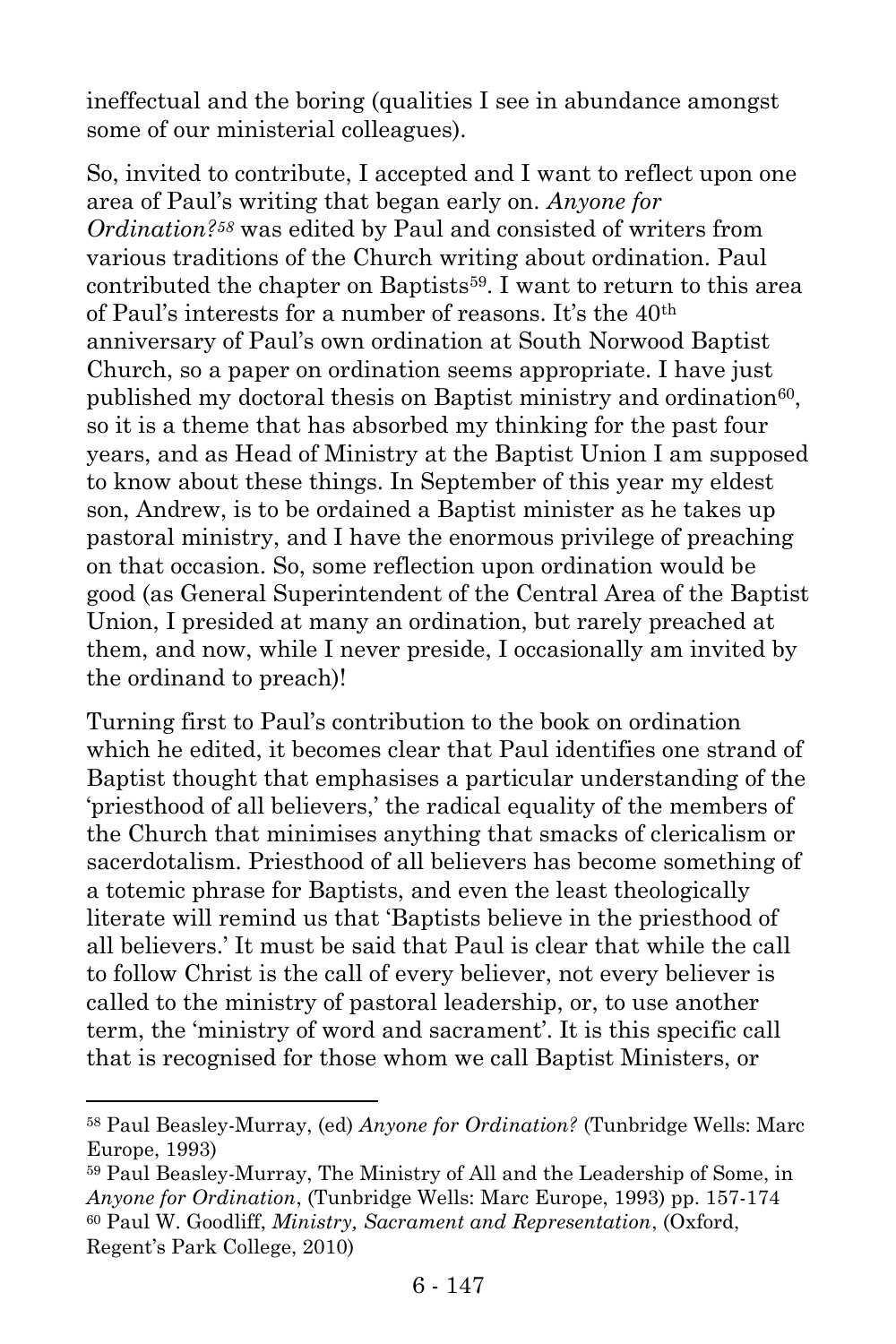ineffectual and the boring (qualities I see in abundance amongst some of our ministerial colleagues).

So, invited to contribute, I accepted and I want to reflect upon one area of Paul's writing that began early on. *Anyone for Ordination?*[58] was edited by Paul and consisted of writers from various traditions of the Church writing about ordination. Paul contributed the chapter on Baptists[59]. I want to return to this area of Paul's interests for a number of reasons. It's the 40th anniversary of Paul's own ordination at South Norwood Baptist Church, so a paper on ordination seems appropriate. I have just published my doctoral thesis on Baptist ministry and ordination[60], so it is a theme that has absorbed my thinking for the past four years, and as Head of Ministry at the Baptist Union I am supposed to know about these things. In September of this year my eldest son, Andrew, is to be ordained a Baptist minister as he takes up pastoral ministry, and I have the enormous privilege of preaching on that occasion. So, some reflection upon ordination would be good (as General Superintendent of the Central Area of the Baptist Union, I presided at many an ordination, but rarely preached at them, and now, while I never preside, I occasionally am invited by the ordinand to preach)!

Turning first to Paul's contribution to the book on ordination which he edited, it becomes clear that Paul identifies one strand of Baptist thought that emphasises a particular understanding of the 'priesthood of all believers,' the radical equality of the members of the Church that minimises anything that smacks of clericalism or sacerdotalism. Priesthood of all believers has become something of a totemic phrase for Baptists, and even the least theologically literate will remind us that 'Baptists believe in the priesthood of all believers.' It must be said that Paul is clear that while the call to follow Christ is the call of every believer, not every believer is called to the ministry of pastoral leadership, or, to use another term, the 'ministry of word and sacrament'. It is this specific call that is recognised for those whom we call Baptist Ministers, or

---

[58] Paul Beasley-Murray, (ed) *Anyone for Ordination?* (Tunbridge Wells: Marc Europe, 1993)

[59] Paul Beasley-Murray, The Ministry of All and the Leadership of Some, in *Anyone for Ordination*, (Tunbridge Wells: Marc Europe, 1993) pp. 157-174

[60] Paul W. Goodliff, *Ministry, Sacrament and Representation*, (Oxford, Regent's Park College, 2010)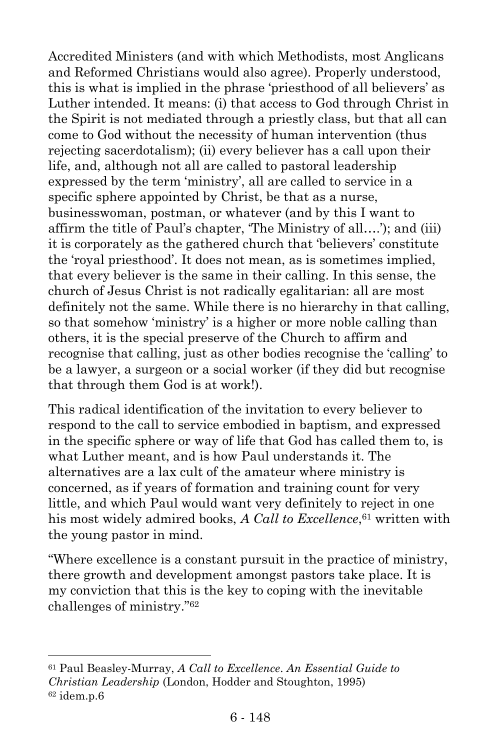Accredited Ministers (and with which Methodists, most Anglicans and Reformed Christians would also agree). Properly understood, this is what is implied in the phrase 'priesthood of all believers' as Luther intended. It means: (i) that access to God through Christ in the Spirit is not mediated through a priestly class, but that all can come to God without the necessity of human intervention (thus rejecting sacerdotalism); (ii) every believer has a call upon their life, and, although not all are called to pastoral leadership expressed by the term 'ministry', all are called to service in a specific sphere appointed by Christ, be that as a nurse, businesswoman, postman, or whatever (and by this I want to affirm the title of Paul's chapter, 'The Ministry of all….'); and (iii) it is corporately as the gathered church that 'believers' constitute the 'royal priesthood'. It does not mean, as is sometimes implied, that every believer is the same in their calling. In this sense, the church of Jesus Christ is not radically egalitarian: all are most definitely not the same. While there is no hierarchy in that calling, so that somehow 'ministry' is a higher or more noble calling than others, it is the special preserve of the Church to affirm and recognise that calling, just as other bodies recognise the 'calling' to be a lawyer, a surgeon or a social worker (if they did but recognise that through them God is at work!).

This radical identification of the invitation to every believer to respond to the call to service embodied in baptism, and expressed in the specific sphere or way of life that God has called them to, is what Luther meant, and is how Paul understands it. The alternatives are a lax cult of the amateur where ministry is concerned, as if years of formation and training count for very little, and which Paul would want very definitely to reject in one his most widely admired books, *A Call to Excellence*,[61] written with the young pastor in mind.

"Where excellence is a constant pursuit in the practice of ministry, there growth and development amongst pastors take place. It is my conviction that this is the key to coping with the inevitable challenges of ministry."[62]

---

[61] Paul Beasley-Murray, *A Call to Excellence. An Essential Guide to Christian Leadership* (London, Hodder and Stoughton, 1995)
[62] idem.p.6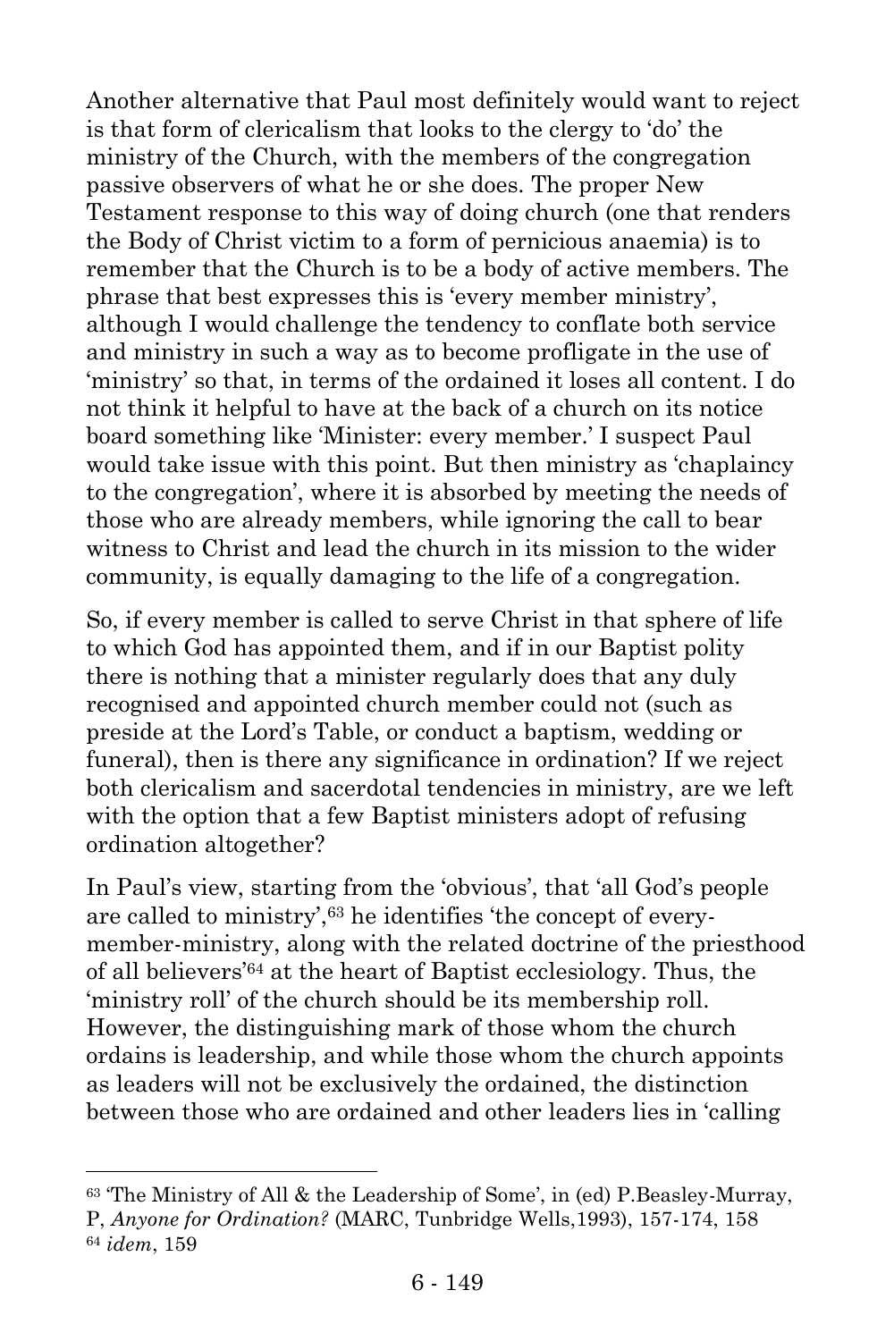Another alternative that Paul most definitely would want to reject is that form of clericalism that looks to the clergy to 'do' the ministry of the Church, with the members of the congregation passive observers of what he or she does. The proper New Testament response to this way of doing church (one that renders the Body of Christ victim to a form of pernicious anaemia) is to remember that the Church is to be a body of active members. The phrase that best expresses this is 'every member ministry', although I would challenge the tendency to conflate both service and ministry in such a way as to become profligate in the use of 'ministry' so that, in terms of the ordained it loses all content. I do not think it helpful to have at the back of a church on its notice board something like 'Minister: every member.' I suspect Paul would take issue with this point. But then ministry as 'chaplaincy to the congregation', where it is absorbed by meeting the needs of those who are already members, while ignoring the call to bear witness to Christ and lead the church in its mission to the wider community, is equally damaging to the life of a congregation.

So, if every member is called to serve Christ in that sphere of life to which God has appointed them, and if in our Baptist polity there is nothing that a minister regularly does that any duly recognised and appointed church member could not (such as preside at the Lord's Table, or conduct a baptism, wedding or funeral), then is there any significance in ordination? If we reject both clericalism and sacerdotal tendencies in ministry, are we left with the option that a few Baptist ministers adopt of refusing ordination altogether?

In Paul's view, starting from the 'obvious', that 'all God's people are called to ministry',[63] he identifies 'the concept of every-member-ministry, along with the related doctrine of the priesthood of all believers'[64] at the heart of Baptist ecclesiology. Thus, the 'ministry roll' of the church should be its membership roll. However, the distinguishing mark of those whom the church ordains is leadership, and while those whom the church appoints as leaders will not be exclusively the ordained, the distinction between those who are ordained and other leaders lies in 'calling

---

[63] 'The Ministry of All & the Leadership of Some', in (ed) P.Beasley-Murray, P, *Anyone for Ordination?* (MARC, Tunbridge Wells,1993), 157-174, 158

[64] *idem*, 159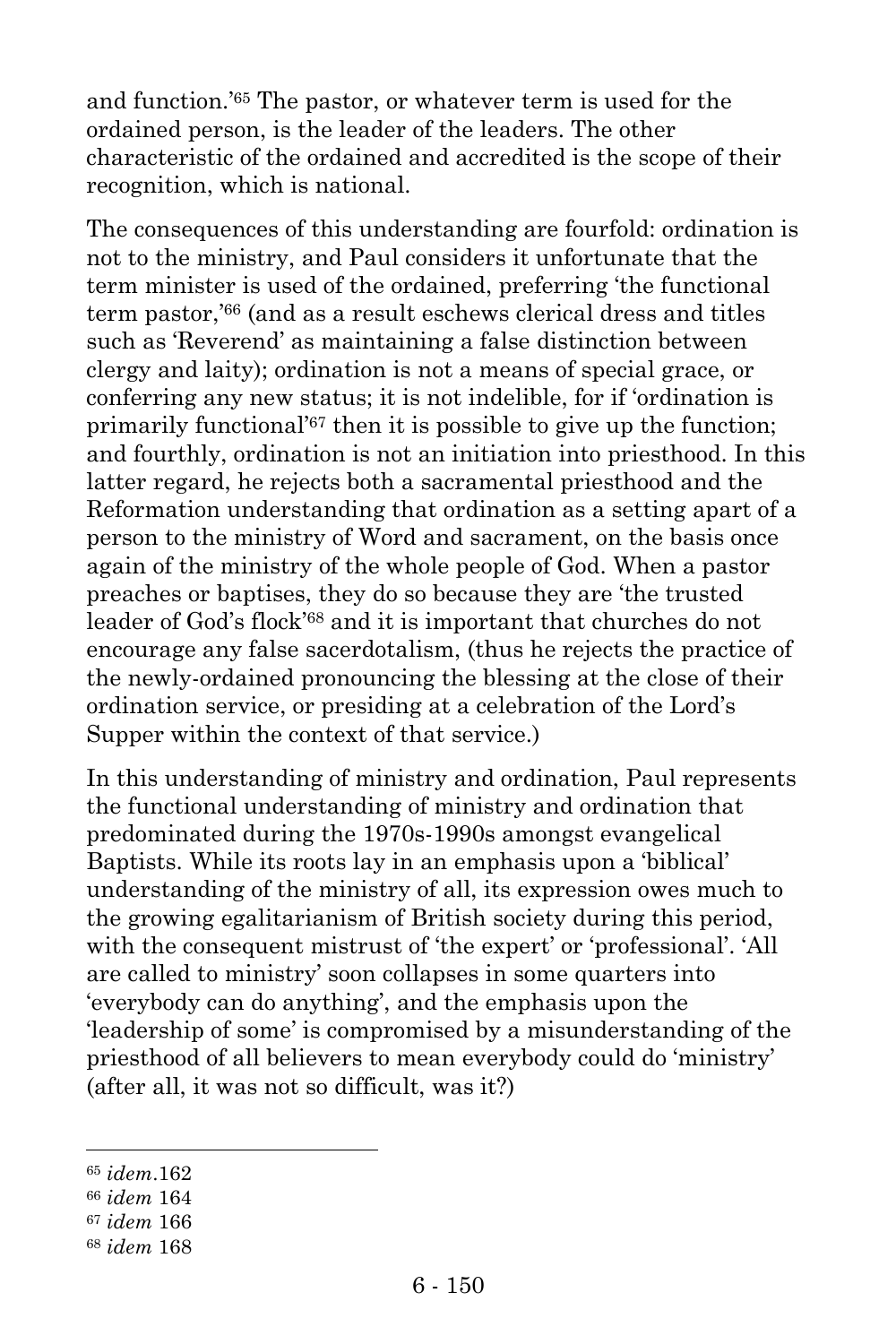and function.'[65] The pastor, or whatever term is used for the ordained person, is the leader of the leaders. The other characteristic of the ordained and accredited is the scope of their recognition, which is national.

The consequences of this understanding are fourfold: ordination is not to the ministry, and Paul considers it unfortunate that the term minister is used of the ordained, preferring 'the functional term pastor,'[66] (and as a result eschews clerical dress and titles such as 'Reverend' as maintaining a false distinction between clergy and laity); ordination is not a means of special grace, or conferring any new status; it is not indelible, for if 'ordination is primarily functional'[67] then it is possible to give up the function; and fourthly, ordination is not an initiation into priesthood. In this latter regard, he rejects both a sacramental priesthood and the Reformation understanding that ordination as a setting apart of a person to the ministry of Word and sacrament, on the basis once again of the ministry of the whole people of God. When a pastor preaches or baptises, they do so because they are 'the trusted leader of God's flock'[68] and it is important that churches do not encourage any false sacerdotalism, (thus he rejects the practice of the newly-ordained pronouncing the blessing at the close of their ordination service, or presiding at a celebration of the Lord's Supper within the context of that service.)

In this understanding of ministry and ordination, Paul represents the functional understanding of ministry and ordination that predominated during the 1970s-1990s amongst evangelical Baptists. While its roots lay in an emphasis upon a 'biblical' understanding of the ministry of all, its expression owes much to the growing egalitarianism of British society during this period, with the consequent mistrust of 'the expert' or 'professional'. 'All are called to ministry' soon collapses in some quarters into 'everybody can do anything', and the emphasis upon the 'leadership of some' is compromised by a misunderstanding of the priesthood of all believers to mean everybody could do 'ministry' (after all, it was not so difficult, was it?)

---

[65] *idem*.162

[66] *idem* 164

[67] *idem* 166

[68] *idem* 168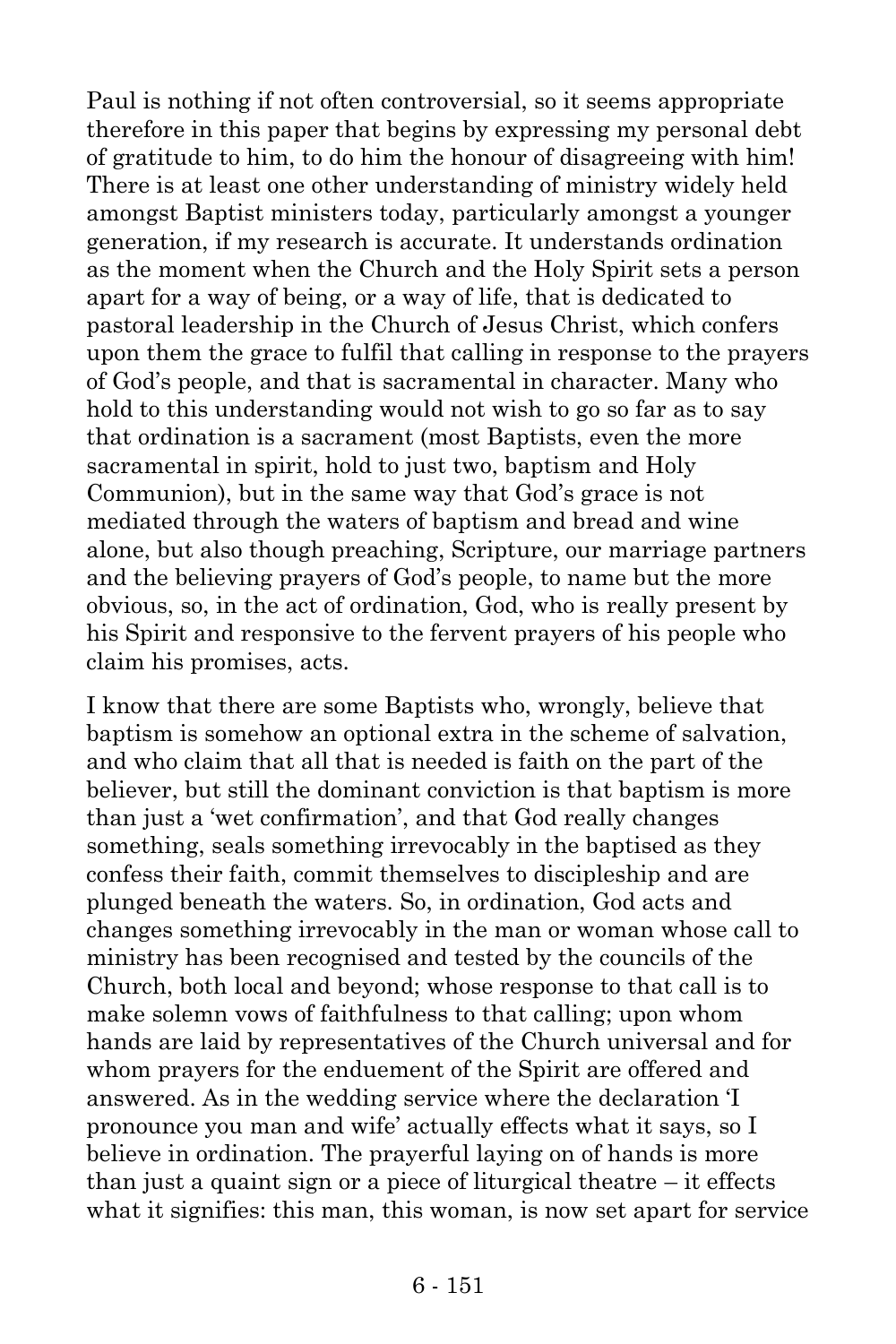Paul is nothing if not often controversial, so it seems appropriate therefore in this paper that begins by expressing my personal debt of gratitude to him, to do him the honour of disagreeing with him! There is at least one other understanding of ministry widely held amongst Baptist ministers today, particularly amongst a younger generation, if my research is accurate. It understands ordination as the moment when the Church and the Holy Spirit sets a person apart for a way of being, or a way of life, that is dedicated to pastoral leadership in the Church of Jesus Christ, which confers upon them the grace to fulfil that calling in response to the prayers of God's people, and that is sacramental in character. Many who hold to this understanding would not wish to go so far as to say that ordination is a sacrament (most Baptists, even the more sacramental in spirit, hold to just two, baptism and Holy Communion), but in the same way that God's grace is not mediated through the waters of baptism and bread and wine alone, but also though preaching, Scripture, our marriage partners and the believing prayers of God's people, to name but the more obvious, so, in the act of ordination, God, who is really present by his Spirit and responsive to the fervent prayers of his people who claim his promises, acts.

I know that there are some Baptists who, wrongly, believe that baptism is somehow an optional extra in the scheme of salvation, and who claim that all that is needed is faith on the part of the believer, but still the dominant conviction is that baptism is more than just a 'wet confirmation', and that God really changes something, seals something irrevocably in the baptised as they confess their faith, commit themselves to discipleship and are plunged beneath the waters. So, in ordination, God acts and changes something irrevocably in the man or woman whose call to ministry has been recognised and tested by the councils of the Church, both local and beyond; whose response to that call is to make solemn vows of faithfulness to that calling; upon whom hands are laid by representatives of the Church universal and for whom prayers for the enduement of the Spirit are offered and answered. As in the wedding service where the declaration 'I pronounce you man and wife' actually effects what it says, so I believe in ordination. The prayerful laying on of hands is more than just a quaint sign or a piece of liturgical theatre – it effects what it signifies: this man, this woman, is now set apart for service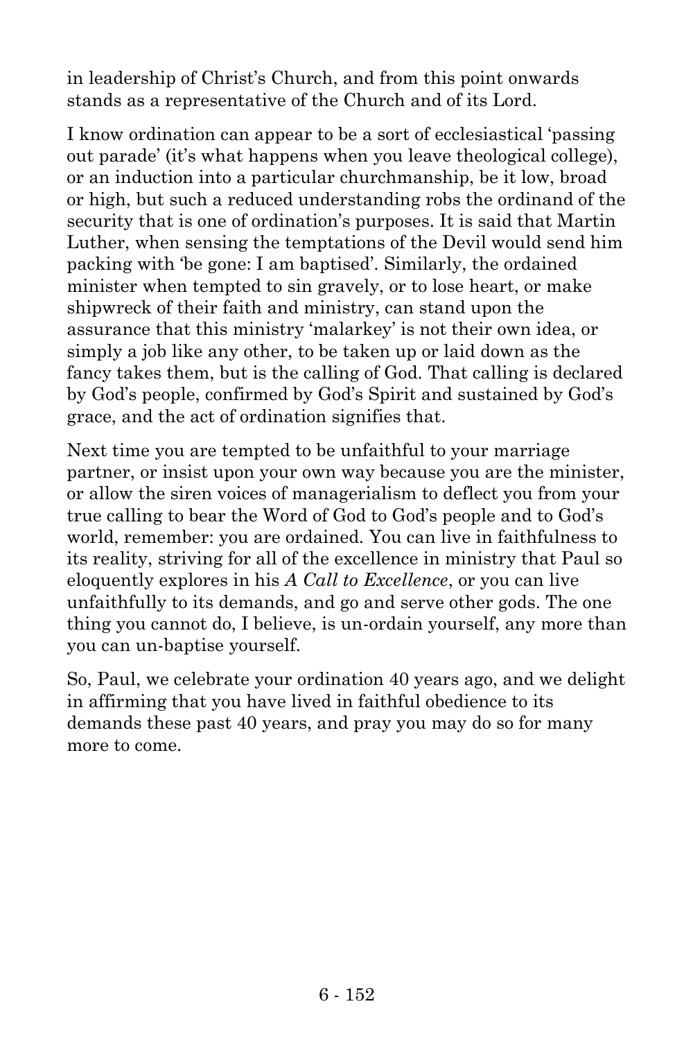in leadership of Christ's Church, and from this point onwards stands as a representative of the Church and of its Lord.

I know ordination can appear to be a sort of ecclesiastical 'passing out parade' (it's what happens when you leave theological college), or an induction into a particular churchmanship, be it low, broad or high, but such a reduced understanding robs the ordinand of the security that is one of ordination's purposes. It is said that Martin Luther, when sensing the temptations of the Devil would send him packing with 'be gone: I am baptised'. Similarly, the ordained minister when tempted to sin gravely, or to lose heart, or make shipwreck of their faith and ministry, can stand upon the assurance that this ministry 'malarkey' is not their own idea, or simply a job like any other, to be taken up or laid down as the fancy takes them, but is the calling of God. That calling is declared by God's people, confirmed by God's Spirit and sustained by God's grace, and the act of ordination signifies that.

Next time you are tempted to be unfaithful to your marriage partner, or insist upon your own way because you are the minister, or allow the siren voices of managerialism to deflect you from your true calling to bear the Word of God to God's people and to God's world, remember: you are ordained. You can live in faithfulness to its reality, striving for all of the excellence in ministry that Paul so eloquently explores in his *A Call to Excellence*, or you can live unfaithfully to its demands, and go and serve other gods. The one thing you cannot do, I believe, is un-ordain yourself, any more than you can un-baptise yourself.

So, Paul, we celebrate your ordination 40 years ago, and we delight in affirming that you have lived in faithful obedience to its demands these past 40 years, and pray you may do so for many more to come.